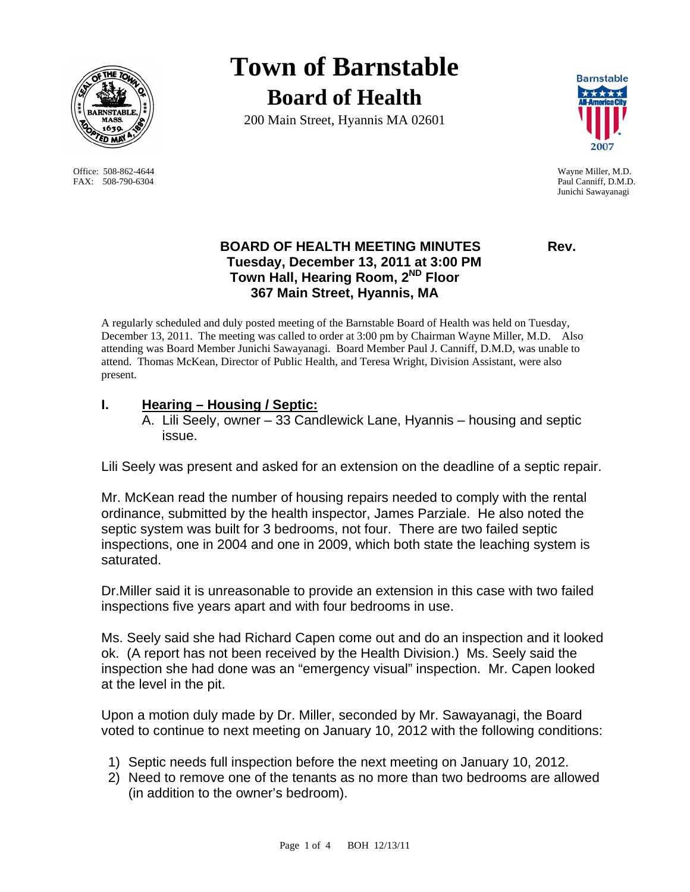# Town of Barnstable

## Board of Health

200 Main Street, Hyannis MA 02601

Office: 508-862-4644
FAX: 508-790-6304

Wayne Miller, M.D.
Paul Canniff, D.M.D.
Junichi Sawayanagi

### BOARD OF HEALTH MEETING MINUTES Rev.
### Tuesday, December 13, 2011 at 3:00 PM
### Town Hall, Hearing Room, 2ND Floor
### 367 Main Street, Hyannis, MA

A regularly scheduled and duly posted meeting of the Barnstable Board of Health was held on Tuesday, December 13, 2011. The meeting was called to order at 3:00 pm by Chairman Wayne Miller, M.D. Also attending was Board Member Junichi Sawayanagi. Board Member Paul J. Canniff, D.M.D, was unable to attend. Thomas McKean, Director of Public Health, and Teresa Wright, Division Assistant, were also present.

## I. Hearing – Housing / Septic:

A. Lili Seely, owner – 33 Candlewick Lane, Hyannis – housing and septic issue.

Lili Seely was present and asked for an extension on the deadline of a septic repair.

Mr. McKean read the number of housing repairs needed to comply with the rental ordinance, submitted by the health inspector, James Parziale. He also noted the septic system was built for 3 bedrooms, not four. There are two failed septic inspections, one in 2004 and one in 2009, which both state the leaching system is saturated.

Dr.Miller said it is unreasonable to provide an extension in this case with two failed inspections five years apart and with four bedrooms in use.

Ms. Seely said she had Richard Capen come out and do an inspection and it looked ok. (A report has not been received by the Health Division.) Ms. Seely said the inspection she had done was an "emergency visual" inspection. Mr. Capen looked at the level in the pit.

Upon a motion duly made by Dr. Miller, seconded by Mr. Sawayanagi, the Board voted to continue to next meeting on January 10, 2012 with the following conditions:

1) Septic needs full inspection before the next meeting on January 10, 2012.
2) Need to remove one of the tenants as no more than two bedrooms are allowed (in addition to the owner's bedroom).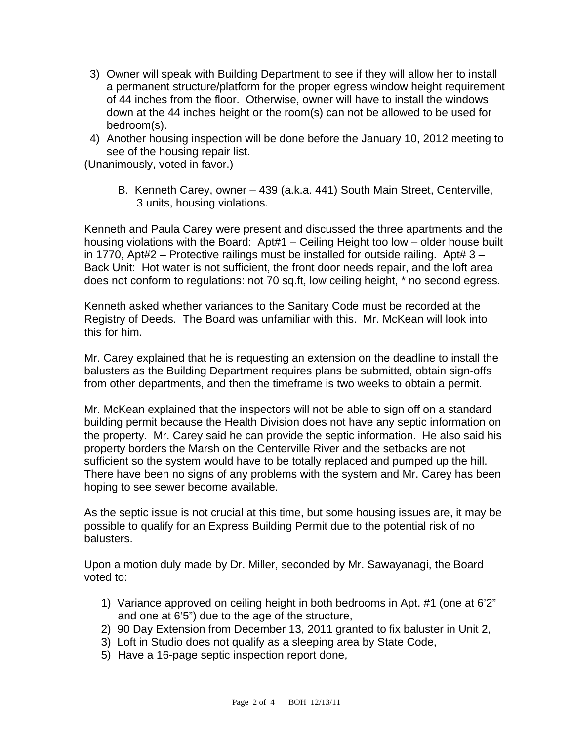3) Owner will speak with Building Department to see if they will allow her to install a permanent structure/platform for the proper egress window height requirement of 44 inches from the floor. Otherwise, owner will have to install the windows down at the 44 inches height or the room(s) can not be allowed to be used for bedroom(s).
4) Another housing inspection will be done before the January 10, 2012 meeting to see of the housing repair list.

(Unanimously, voted in favor.)

B. Kenneth Carey, owner – 439 (a.k.a. 441) South Main Street, Centerville, 3 units, housing violations.

Kenneth and Paula Carey were present and discussed the three apartments and the housing violations with the Board: Apt#1 – Ceiling Height too low – older house built in 1770, Apt#2 – Protective railings must be installed for outside railing. Apt# 3 – Back Unit: Hot water is not sufficient, the front door needs repair, and the loft area does not conform to regulations: not 70 sq.ft, low ceiling height, * no second egress.

Kenneth asked whether variances to the Sanitary Code must be recorded at the Registry of Deeds. The Board was unfamiliar with this. Mr. McKean will look into this for him.

Mr. Carey explained that he is requesting an extension on the deadline to install the balusters as the Building Department requires plans be submitted, obtain sign-offs from other departments, and then the timeframe is two weeks to obtain a permit.

Mr. McKean explained that the inspectors will not be able to sign off on a standard building permit because the Health Division does not have any septic information on the property. Mr. Carey said he can provide the septic information. He also said his property borders the Marsh on the Centerville River and the setbacks are not sufficient so the system would have to be totally replaced and pumped up the hill. There have been no signs of any problems with the system and Mr. Carey has been hoping to see sewer become available.

As the septic issue is not crucial at this time, but some housing issues are, it may be possible to qualify for an Express Building Permit due to the potential risk of no balusters.

Upon a motion duly made by Dr. Miller, seconded by Mr. Sawayanagi, the Board voted to:

1) Variance approved on ceiling height in both bedrooms in Apt. #1 (one at 6'2" and one at 6'5") due to the age of the structure,
2) 90 Day Extension from December 13, 2011 granted to fix baluster in Unit 2,
3) Loft in Studio does not qualify as a sleeping area by State Code,
5) Have a 16-page septic inspection report done,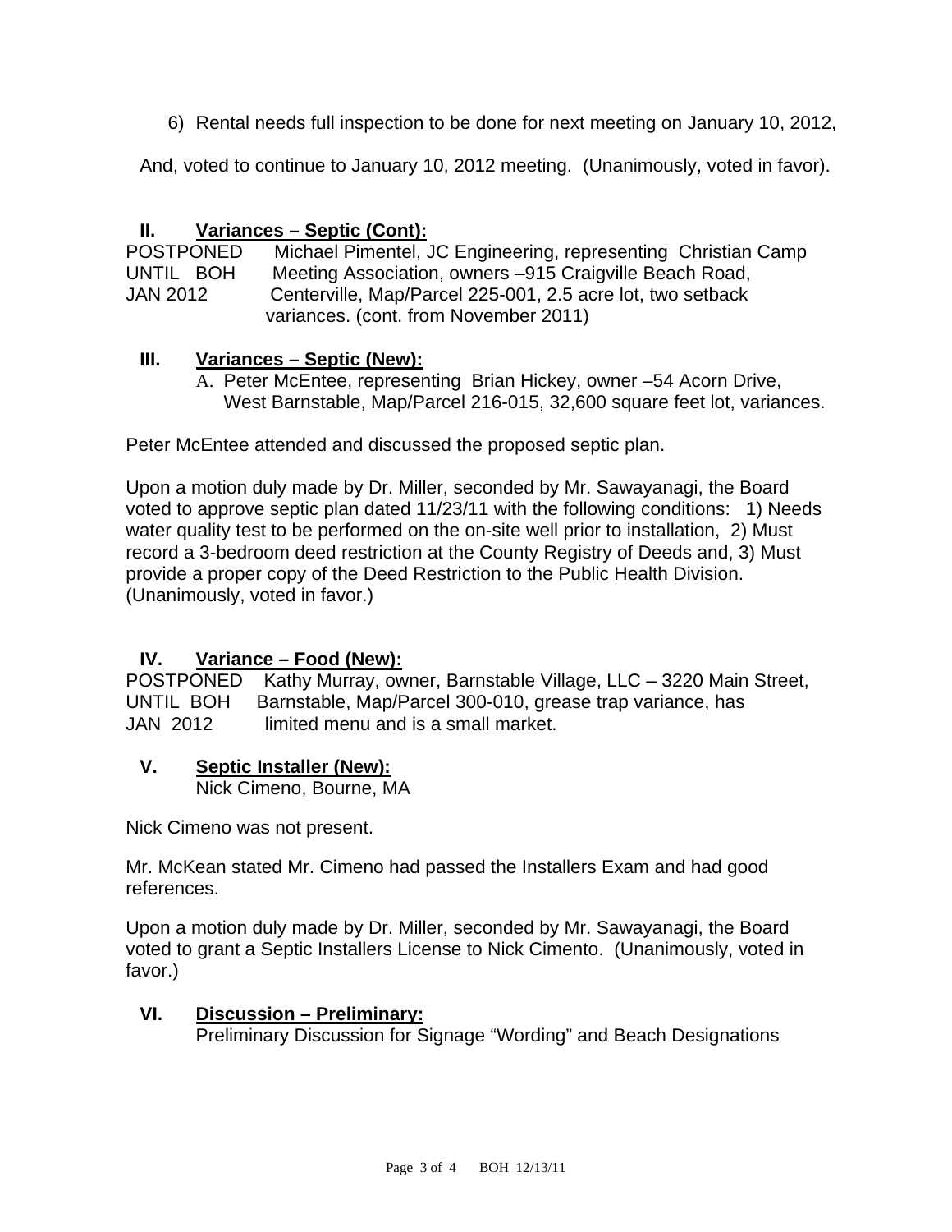6) Rental needs full inspection to be done for next meeting on January 10, 2012,

And, voted to continue to January 10, 2012 meeting. (Unanimously, voted in favor).

## II. Variances – Septic (Cont):

POSTPONED UNTIL BOH JAN 2012 — Michael Pimentel, JC Engineering, representing Christian Camp Meeting Association, owners –915 Craigville Beach Road, Centerville, Map/Parcel 225-001, 2.5 acre lot, two setback variances. (cont. from November 2011)

## III. Variances – Septic (New):

A. Peter McEntee, representing Brian Hickey, owner –54 Acorn Drive, West Barnstable, Map/Parcel 216-015, 32,600 square feet lot, variances.

Peter McEntee attended and discussed the proposed septic plan.

Upon a motion duly made by Dr. Miller, seconded by Mr. Sawayanagi, the Board voted to approve septic plan dated 11/23/11 with the following conditions: 1) Needs water quality test to be performed on the on-site well prior to installation, 2) Must record a 3-bedroom deed restriction at the County Registry of Deeds and, 3) Must provide a proper copy of the Deed Restriction to the Public Health Division. (Unanimously, voted in favor.)

## IV. Variance – Food (New):

POSTPONED UNTIL BOH JAN 2012 — Kathy Murray, owner, Barnstable Village, LLC – 3220 Main Street, Barnstable, Map/Parcel 300-010, grease trap variance, has limited menu and is a small market.

## V. Septic Installer (New):

Nick Cimeno, Bourne, MA

Nick Cimeno was not present.

Mr. McKean stated Mr. Cimeno had passed the Installers Exam and had good references.

Upon a motion duly made by Dr. Miller, seconded by Mr. Sawayanagi, the Board voted to grant a Septic Installers License to Nick Cimento. (Unanimously, voted in favor.)

## VI. Discussion – Preliminary:

Preliminary Discussion for Signage "Wording" and Beach Designations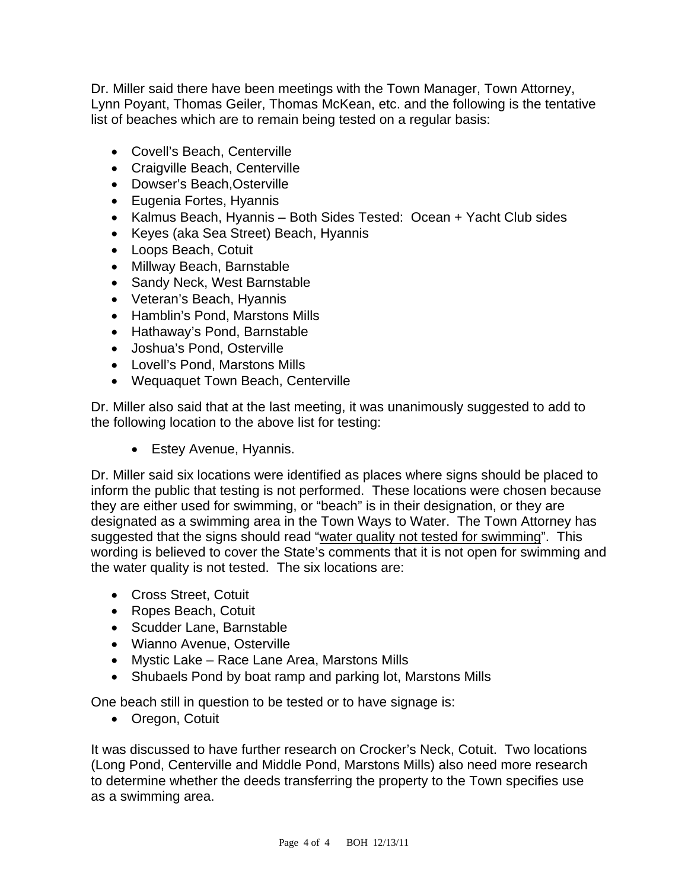Dr. Miller said there have been meetings with the Town Manager, Town Attorney, Lynn Poyant, Thomas Geiler, Thomas McKean, etc. and the following is the tentative list of beaches which are to remain being tested on a regular basis:

- Covell's Beach, Centerville
- Craigville Beach, Centerville
- Dowser's Beach,Osterville
- Eugenia Fortes, Hyannis
- Kalmus Beach, Hyannis – Both Sides Tested: Ocean + Yacht Club sides
- Keyes (aka Sea Street) Beach, Hyannis
- Loops Beach, Cotuit
- Millway Beach, Barnstable
- Sandy Neck, West Barnstable
- Veteran's Beach, Hyannis
- Hamblin's Pond, Marstons Mills
- Hathaway's Pond, Barnstable
- Joshua's Pond, Osterville
- Lovell's Pond, Marstons Mills
- Wequaquet Town Beach, Centerville

Dr. Miller also said that at the last meeting, it was unanimously suggested to add to the following location to the above list for testing:

- Estey Avenue, Hyannis.

Dr. Miller said six locations were identified as places where signs should be placed to inform the public that testing is not performed. These locations were chosen because they are either used for swimming, or "beach" is in their designation, or they are designated as a swimming area in the Town Ways to Water. The Town Attorney has suggested that the signs should read "water quality not tested for swimming". This wording is believed to cover the State's comments that it is not open for swimming and the water quality is not tested. The six locations are:

- Cross Street, Cotuit
- Ropes Beach, Cotuit
- Scudder Lane, Barnstable
- Wianno Avenue, Osterville
- Mystic Lake – Race Lane Area, Marstons Mills
- Shubaels Pond by boat ramp and parking lot, Marstons Mills

One beach still in question to be tested or to have signage is:

- Oregon, Cotuit

It was discussed to have further research on Crocker's Neck, Cotuit. Two locations (Long Pond, Centerville and Middle Pond, Marstons Mills) also need more research to determine whether the deeds transferring the property to the Town specifies use as a swimming area.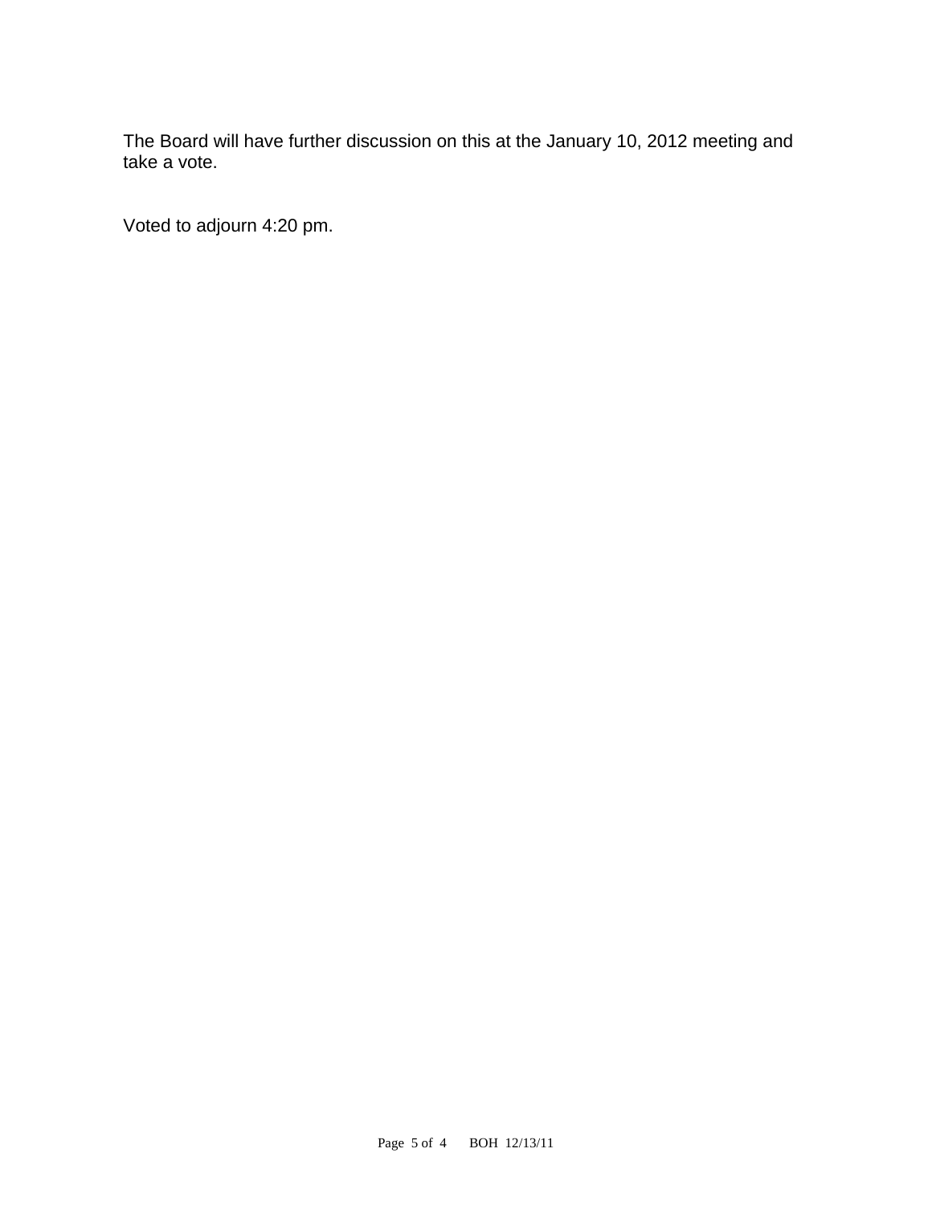The Board will have further discussion on this at the January 10, 2012 meeting and take a vote.

Voted to adjourn 4:20 pm.